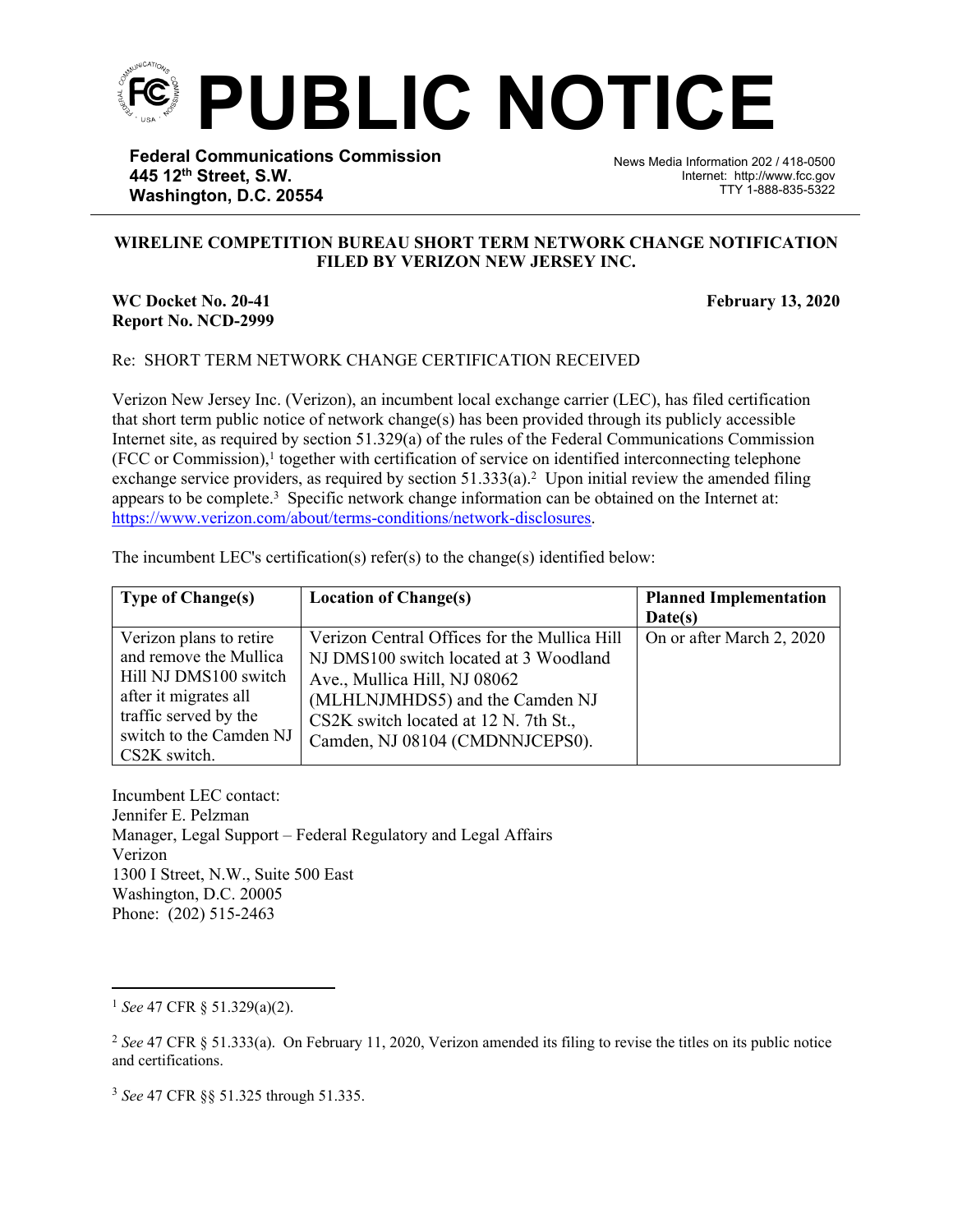# PUBLIC NOTICE

**Federal Communications Commission**
**445 12th Street, S.W.**
**Washington, D.C. 20554**

News Media Information 202 / 418-0500
Internet: http://www.fcc.gov
TTY 1-888-835-5322

**WIRELINE COMPETITION BUREAU SHORT TERM NETWORK CHANGE NOTIFICATION FILED BY VERIZON NEW JERSEY INC.**

**WC Docket No. 20-41**
**Report No. NCD-2999**

**February 13, 2020**

Re: SHORT TERM NETWORK CHANGE CERTIFICATION RECEIVED

Verizon New Jersey Inc. (Verizon), an incumbent local exchange carrier (LEC), has filed certification that short term public notice of network change(s) has been provided through its publicly accessible Internet site, as required by section 51.329(a) of the rules of the Federal Communications Commission (FCC or Commission),[1] together with certification of service on identified interconnecting telephone exchange service providers, as required by section 51.333(a).[2] Upon initial review the amended filing appears to be complete.[3] Specific network change information can be obtained on the Internet at: https://www.verizon.com/about/terms-conditions/network-disclosures.

The incumbent LEC's certification(s) refer(s) to the change(s) identified below:

| Type of Change(s) | Location of Change(s) | Planned Implementation Date(s) |
|---|---|---|
| Verizon plans to retire and remove the Mullica Hill NJ DMS100 switch after it migrates all traffic served by the switch to the Camden NJ CS2K switch. | Verizon Central Offices for the Mullica Hill NJ DMS100 switch located at 3 Woodland Ave., Mullica Hill, NJ 08062 (MLHLNJMHDS5) and the Camden NJ CS2K switch located at 12 N. 7th St., Camden, NJ 08104 (CMDNNJCEPS0). | On or after March 2, 2020 |

Incumbent LEC contact:
Jennifer E. Pelzman
Manager, Legal Support – Federal Regulatory and Legal Affairs
Verizon
1300 I Street, N.W., Suite 500 East
Washington, D.C. 20005
Phone: (202) 515-2463

---

[1] *See* 47 CFR § 51.329(a)(2).

[2] *See* 47 CFR § 51.333(a). On February 11, 2020, Verizon amended its filing to revise the titles on its public notice and certifications.

[3] *See* 47 CFR §§ 51.325 through 51.335.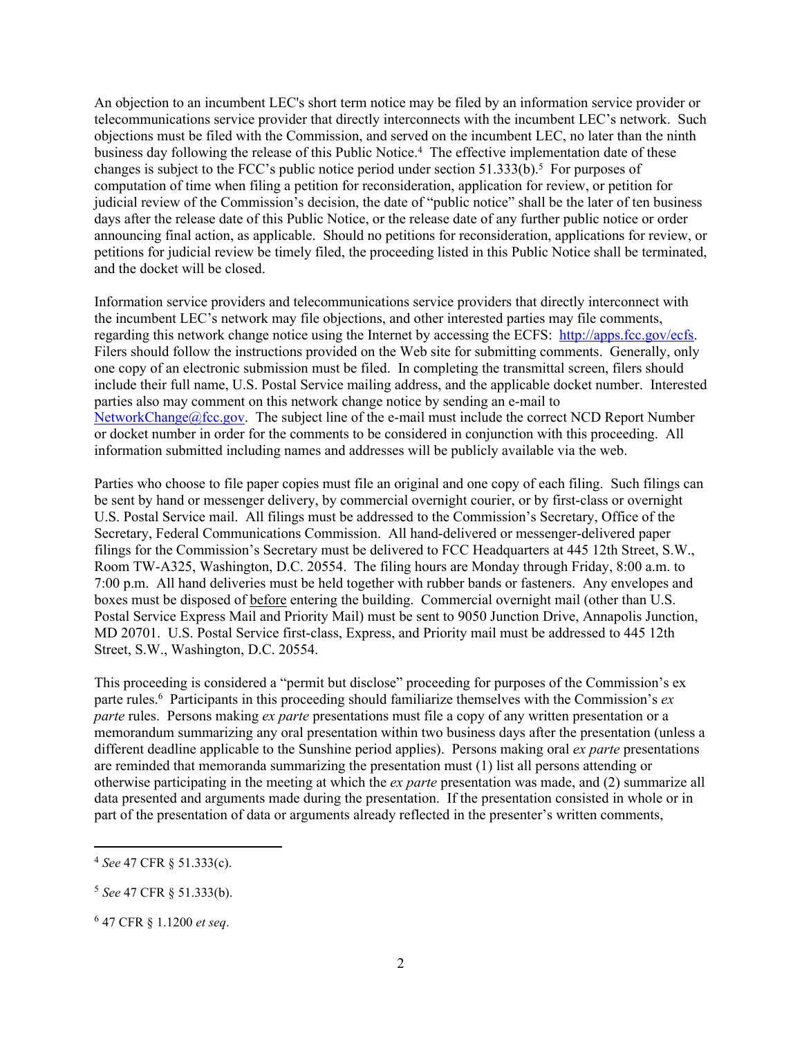An objection to an incumbent LEC's short term notice may be filed by an information service provider or telecommunications service provider that directly interconnects with the incumbent LEC's network. Such objections must be filed with the Commission, and served on the incumbent LEC, no later than the ninth business day following the release of this Public Notice.[4] The effective implementation date of these changes is subject to the FCC's public notice period under section 51.333(b).[5] For purposes of computation of time when filing a petition for reconsideration, application for review, or petition for judicial review of the Commission's decision, the date of "public notice" shall be the later of ten business days after the release date of this Public Notice, or the release date of any further public notice or order announcing final action, as applicable. Should no petitions for reconsideration, applications for review, or petitions for judicial review be timely filed, the proceeding listed in this Public Notice shall be terminated, and the docket will be closed.

Information service providers and telecommunications service providers that directly interconnect with the incumbent LEC's network may file objections, and other interested parties may file comments, regarding this network change notice using the Internet by accessing the ECFS: http://apps.fcc.gov/ecfs. Filers should follow the instructions provided on the Web site for submitting comments. Generally, only one copy of an electronic submission must be filed. In completing the transmittal screen, filers should include their full name, U.S. Postal Service mailing address, and the applicable docket number. Interested parties also may comment on this network change notice by sending an e-mail to NetworkChange@fcc.gov. The subject line of the e-mail must include the correct NCD Report Number or docket number in order for the comments to be considered in conjunction with this proceeding. All information submitted including names and addresses will be publicly available via the web.

Parties who choose to file paper copies must file an original and one copy of each filing. Such filings can be sent by hand or messenger delivery, by commercial overnight courier, or by first-class or overnight U.S. Postal Service mail. All filings must be addressed to the Commission's Secretary, Office of the Secretary, Federal Communications Commission. All hand-delivered or messenger-delivered paper filings for the Commission's Secretary must be delivered to FCC Headquarters at 445 12th Street, S.W., Room TW-A325, Washington, D.C. 20554. The filing hours are Monday through Friday, 8:00 a.m. to 7:00 p.m. All hand deliveries must be held together with rubber bands or fasteners. Any envelopes and boxes must be disposed of before entering the building. Commercial overnight mail (other than U.S. Postal Service Express Mail and Priority Mail) must be sent to 9050 Junction Drive, Annapolis Junction, MD 20701. U.S. Postal Service first-class, Express, and Priority mail must be addressed to 445 12th Street, S.W., Washington, D.C. 20554.

This proceeding is considered a "permit but disclose" proceeding for purposes of the Commission's ex parte rules.[6] Participants in this proceeding should familiarize themselves with the Commission's *ex parte* rules. Persons making *ex parte* presentations must file a copy of any written presentation or a memorandum summarizing any oral presentation within two business days after the presentation (unless a different deadline applicable to the Sunshine period applies). Persons making oral *ex parte* presentations are reminded that memoranda summarizing the presentation must (1) list all persons attending or otherwise participating in the meeting at which the *ex parte* presentation was made, and (2) summarize all data presented and arguments made during the presentation. If the presentation consisted in whole or in part of the presentation of data or arguments already reflected in the presenter's written comments,

---

[4] *See* 47 CFR § 51.333(c).

[5] *See* 47 CFR § 51.333(b).

[6] 47 CFR § 1.1200 *et seq*.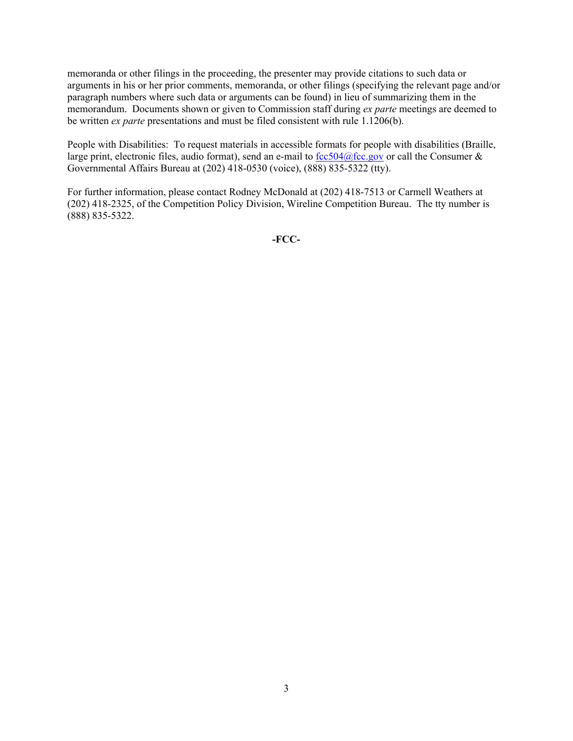memoranda or other filings in the proceeding, the presenter may provide citations to such data or arguments in his or her prior comments, memoranda, or other filings (specifying the relevant page and/or paragraph numbers where such data or arguments can be found) in lieu of summarizing them in the memorandum. Documents shown or given to Commission staff during *ex parte* meetings are deemed to be written *ex parte* presentations and must be filed consistent with rule 1.1206(b).

People with Disabilities: To request materials in accessible formats for people with disabilities (Braille, large print, electronic files, audio format), send an e-mail to fcc504@fcc.gov or call the Consumer & Governmental Affairs Bureau at (202) 418-0530 (voice), (888) 835-5322 (tty).

For further information, please contact Rodney McDonald at (202) 418-7513 or Carmell Weathers at (202) 418-2325, of the Competition Policy Division, Wireline Competition Bureau. The tty number is (888) 835-5322.

**-FCC-**